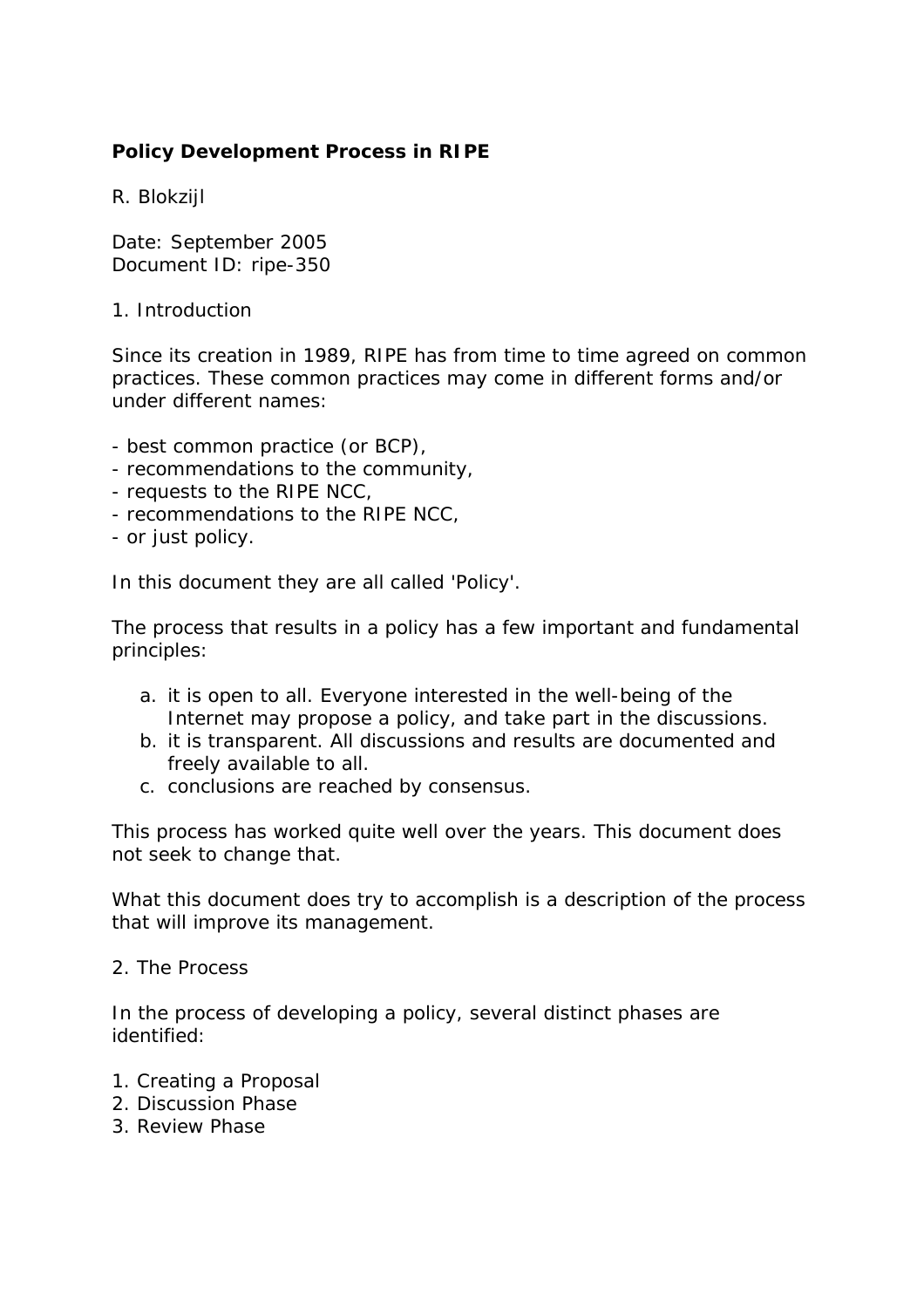# Policy Development Process in RIPE

R. Blokzijl

Date: September 2005
Document ID: ripe-350

## 1. Introduction

Since its creation in 1989, RIPE has from time to time agreed on common practices. These common practices may come in different forms and/or under different names:

- best common practice (or BCP),
- recommendations to the community,
- requests to the RIPE NCC,
- recommendations to the RIPE NCC,
- or just policy.

In this document they are all called 'Policy'.

The process that results in a policy has a few important and fundamental principles:

a. it is open to all. Everyone interested in the well-being of the Internet may propose a policy, and take part in the discussions.
b. it is transparent. All discussions and results are documented and freely available to all.
c. conclusions are reached by consensus.

This process has worked quite well over the years. This document does not seek to change that.

What this document does try to accomplish is a description of the process that will improve its management.

## 2. The Process

In the process of developing a policy, several distinct phases are identified:

1. Creating a Proposal
2. Discussion Phase
3. Review Phase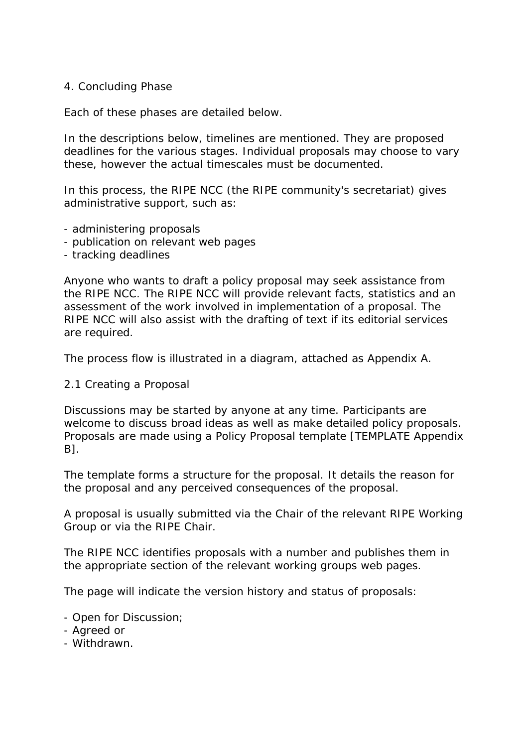4. Concluding Phase

Each of these phases are detailed below.

In the descriptions below, timelines are mentioned. They are proposed deadlines for the various stages. Individual proposals may choose to vary these, however the actual timescales must be documented.

In this process, the RIPE NCC (the RIPE community's secretariat) gives administrative support, such as:

- administering proposals
- publication on relevant web pages
- tracking deadlines

Anyone who wants to draft a policy proposal may seek assistance from the RIPE NCC. The RIPE NCC will provide relevant facts, statistics and an assessment of the work involved in implementation of a proposal. The RIPE NCC will also assist with the drafting of text if its editorial services are required.

The process flow is illustrated in a diagram, attached as Appendix A.

## 2.1 Creating a Proposal

Discussions may be started by anyone at any time. Participants are welcome to discuss broad ideas as well as make detailed policy proposals. Proposals are made using a Policy Proposal template [TEMPLATE Appendix B].

The template forms a structure for the proposal. It details the reason for the proposal and any perceived consequences of the proposal.

A proposal is usually submitted via the Chair of the relevant RIPE Working Group or via the RIPE Chair.

The RIPE NCC identifies proposals with a number and publishes them in the appropriate section of the relevant working groups web pages.

The page will indicate the version history and status of proposals:

- Open for Discussion;
- Agreed or
- Withdrawn.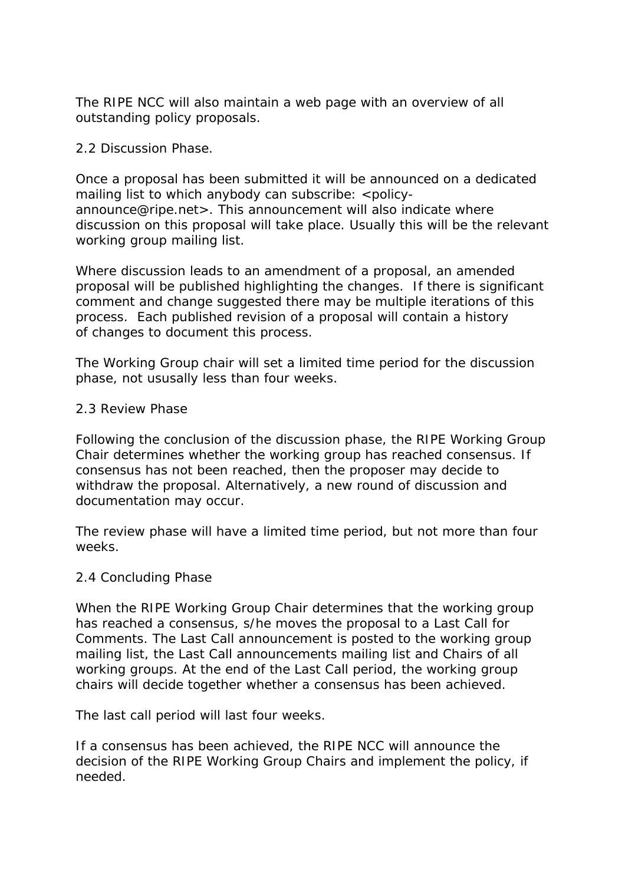The RIPE NCC will also maintain a web page with an overview of all outstanding policy proposals.

### 2.2 Discussion Phase.

Once a proposal has been submitted it will be announced on a dedicated mailing list to which anybody can subscribe: <policy-announce@ripe.net>. This announcement will also indicate where discussion on this proposal will take place. Usually this will be the relevant working group mailing list.

Where discussion leads to an amendment of a proposal, an amended proposal will be published highlighting the changes. If there is significant comment and change suggested there may be multiple iterations of this process. Each published revision of a proposal will contain a history of changes to document this process.

The Working Group chair will set a limited time period for the discussion phase, not ususally less than four weeks.

### 2.3 Review Phase

Following the conclusion of the discussion phase, the RIPE Working Group Chair determines whether the working group has reached consensus. If consensus has not been reached, then the proposer may decide to withdraw the proposal. Alternatively, a new round of discussion and documentation may occur.

The review phase will have a limited time period, but not more than four weeks.

### 2.4 Concluding Phase

When the RIPE Working Group Chair determines that the working group has reached a consensus, s/he moves the proposal to a Last Call for Comments. The Last Call announcement is posted to the working group mailing list, the Last Call announcements mailing list and Chairs of all working groups. At the end of the Last Call period, the working group chairs will decide together whether a consensus has been achieved.

The last call period will last four weeks.

If a consensus has been achieved, the RIPE NCC will announce the decision of the RIPE Working Group Chairs and implement the policy, if needed.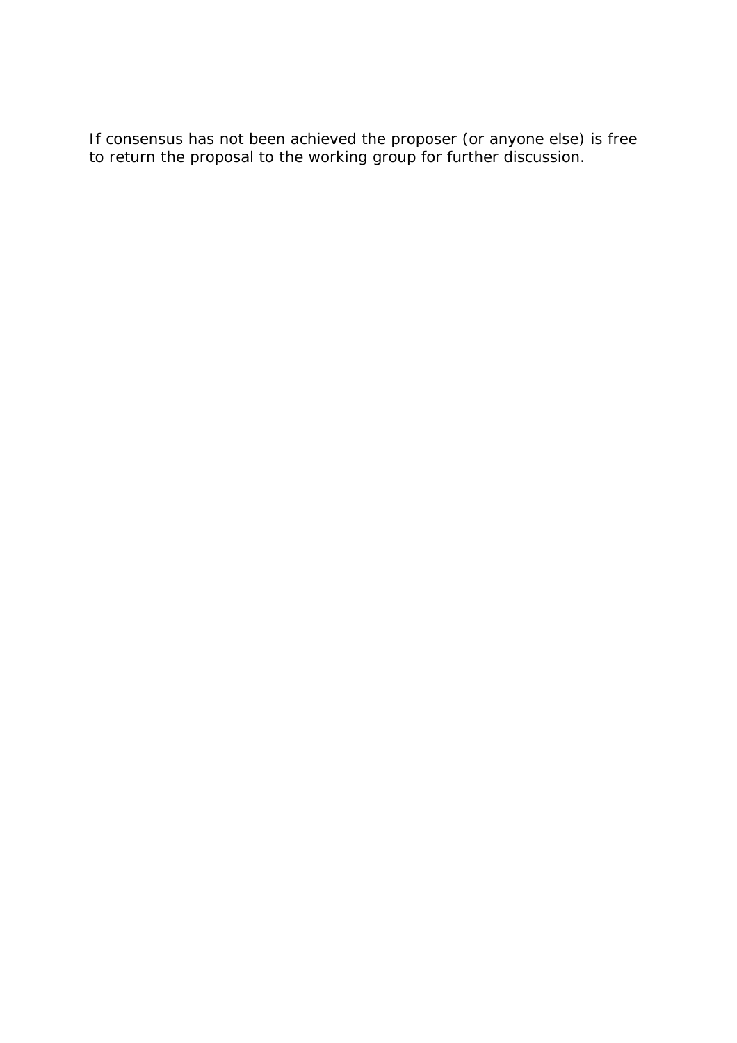If consensus has not been achieved the proposer (or anyone else) is free to return the proposal to the working group for further discussion.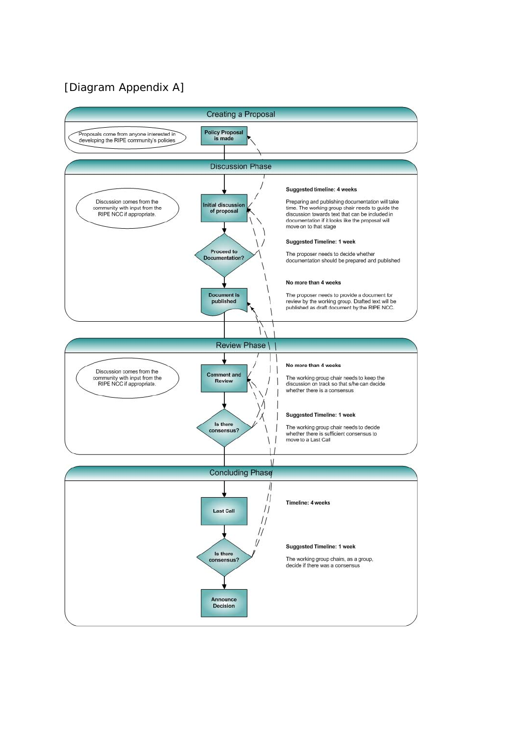[Diagram Appendix A]

## Creating a Proposal

Proposals come from anyone interested in developing the RIPE community's policies

**Policy Proposal is made**

## Discussion Phase

Discussion comes from the community with input from the RIPE NCC if appropriate.

**Initial discussion of proposal**

**Suggested timeline: 4 weeks**

Preparing and publishing documentation will take time. The working group chair needs to guide the discussion towards text that can be included in documentation if it looks like the proposal will move on to that stage

**Proceed to Documentation?**

**Suggested Timeline: 1 week**

The proposer needs to decide whether documentation should be prepared and published

**Document is published**

**No more than 4 weeks**

The proposer needs to provide a document for review by the working group. Drafted text will be published as draft document by the RIPE NCC.

## Review Phase

Discussion comes from the community with input from the RIPE NCC if appropriate.

**Comment and Review**

**No more than 4 weeks**

The working group chair needs to keep the discussion on track so that s/he can decide whether there is a consensus

**Is there consensus?**

**Suggested Timeline: 1 week**

The working group chair needs to decide whether there is sufficient consensus to move to a Last Call

## Concluding Phase

**Last Call**

**Timeline: 4 weeks**

**Is there consensus?**

**Suggested Timeline: 1 week**

The working group chairs, as a group, decide if there was a consensus

**Announce Decision**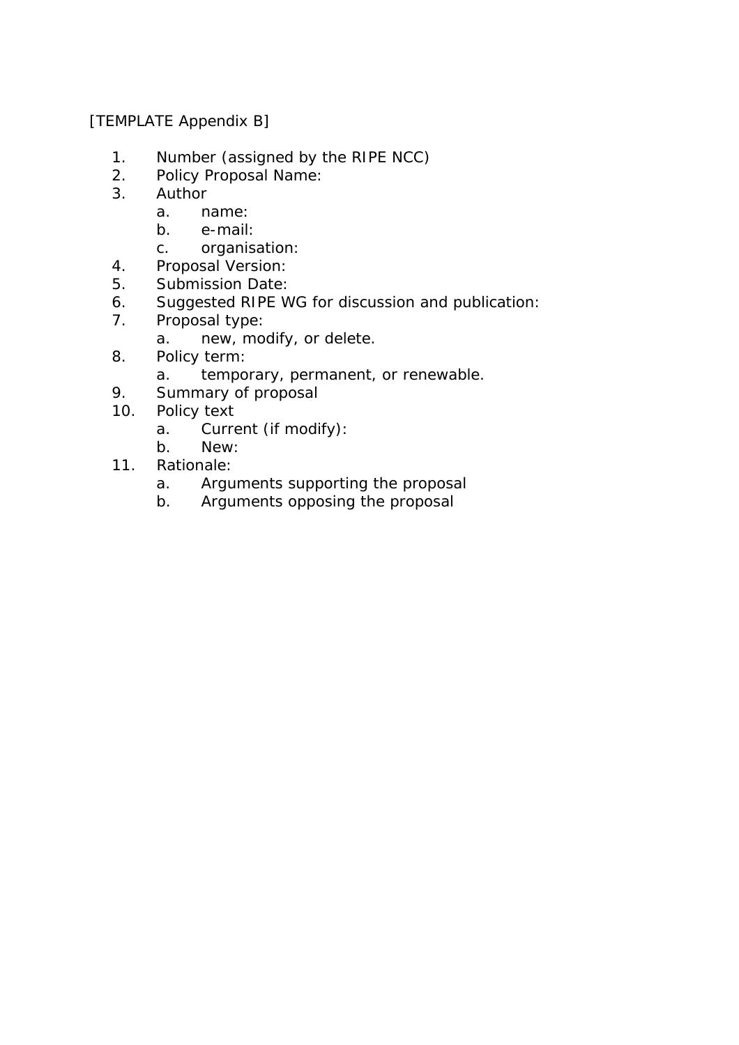[TEMPLATE Appendix B]

1. Number (assigned by the RIPE NCC)
2. Policy Proposal Name:
3. Author
    a. name:
    b. e-mail:
    c. organisation:
4. Proposal Version:
5. Submission Date:
6. Suggested RIPE WG for discussion and publication:
7. Proposal type:
    a. new, modify, or delete.
8. Policy term:
    a. temporary, permanent, or renewable.
9. Summary of proposal
10. Policy text
    a. Current (if modify):
    b. New:
11. Rationale:
    a. Arguments supporting the proposal
    b. Arguments opposing the proposal